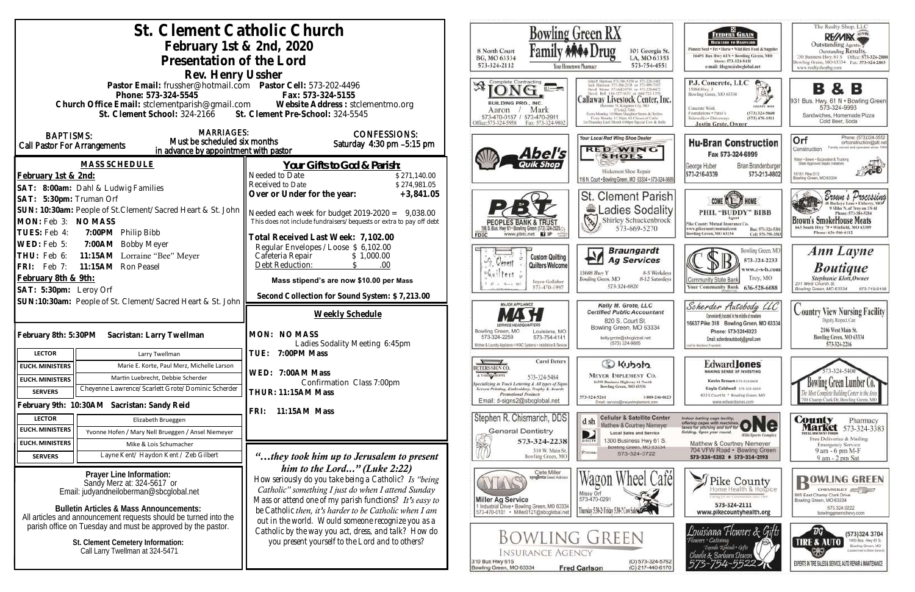# St. Clement Catholic Church

## February 1st & 2nd, 2020

## Presentation of the Lord

### Rev. Henry Ussher

Pastor Email: frussher@hotmail.com  Pastor Cell: 573-202-4496
Phone: 573-324-5545  Fax: 573-324-5155
Church Office Email: stclementparish@gmail.com  Website Address : stclementmo.org
St. Clement School: 324-2166  St. Clement Pre-School: 324-5545

**BAPTISMS:** Call Pastor For Arrangements

**MARRIAGES:** Must be scheduled six months in advance by appointment with pastor

**CONFESSIONS:** Saturday 4:30 pm –5:15 pm

## MASS SCHEDULE

**February 1st & 2nd:**

SAT: 8:00am: Dahl & Ludwig Families
SAT: 5:30pm: Truman Orf
SUN: 10:30am: People of St.Clement/Sacred Heart & St. John
MON: Feb 3: NO MASS
TUES: Feb 4: 7:00PM Philip Bibb
WED: Feb 5: 7:00AM Bobby Meyer
THU: Feb 6: 11:15AM Lorraine "Bee" Meyer
FRI: Feb 7: 11:15AM Ron Peasel

**February 8th & 9th:**

SAT: 5:30pm: Leroy Orf
SUN:10:30am: People of St. Clement/Sacred Heart & St. John

## Your Gifts to God & Parish:

| | |
|---|---|
| Needed to Date | $ 271,140.00 |
| Received to Date | $ 274,981.05 |
| **Over or Under for the year:** | **+3,841.05** |

Needed each week for budget 2019-2020 = 9,038.00
This does not include fundraisers/bequests or extra to pay off debt

**Total Received Last Week: 7,102.00**

| | |
|---|---|
| Regular Envelopes/Loose | $ 6,102.00 |
| Cafeteria Repair | $ 1,000.00 |
| Debt Reduction: | $ .00 |

**Mass stipend's are now $10.00 per Mass**

**Second Collection for Sound System: $ 7,213.00**

## Weekly Schedule

MON: NO MASS
Ladies Sodality Meeting 6:45pm
TUE: 7:00PM Mass
WED: 7:00AM Mass
Confirmation Class 7:00pm
THUR: 11:15AM Mass
FRI: 11:15AM Mass

**February 8th: 5:30PM  Sacristan: Larry Twellman**

| | |
|---|---|
| LECTOR | Larry Twellman |
| EUCH. MINISTERS | Marie E. Korte, Paul Merz, Michelle Larson |
| EUCH. MINISTERS | Martin Luebrecht, Debbie Scherder |
| SERVERS | Cheyenne Lawrence/ Scarlett Grote/ Dominic Scherder |

**February 9th: 10:30AM  Sacristan: Sandy Reid**

| | |
|---|---|
| LECTOR | Elizabeth Brueggen |
| EUCH. MINISTERS | Yvonne Hofen / Mary Nell Brueggen / Ansel Niemeyer |
| EUCH. MINISTERS | Mike & Lois Schumacher |
| SERVERS | Layne Kent/ Haydon Kent / Zeb Gilbert |

### *"…they took him up to Jerusalem to present him to the Lord…" (Luke 2:22)*

How seriously do you take being a Catholic? *Is "being Catholic" something I just do when I attend Sunday* Mass or attend one of my parish functions? *It's easy to* be Catholic *then, it's harder to be Catholic when I am* out in the world. Would someone recognize you as a Catholic by the way you act, dress, and talk? How do you present yourself to the Lord and to others?

**Prayer Line Information:**
Sandy Merz at: 324-5617 or
Email: judyandneiloberman@sbcglobal.net

**Bulletin Articles & Mass Announcements:**
All articles and announcement requests should be turned into the parish office on Tuesday and must be approved by the pastor.

**St. Clement Cemetery Information:**
Call Larry Twellman at 324-5471

---

Bowling Green RX Family Drug — 8 North Court, BG, MO 63334, 573-324-2112 — Your Hometown Pharmacy — 301 Georgia St., LA, MO 63353, 573-754-4551

Feeders Grain — Backyard to Barnyard — Pioneer Seed • Pet • Horse • Wild Bird Feed & Supplies — 16491 Bus Hwy 61N • Bowling Green, MO — Store: 573-324-5411 — e-mail: fdsgrn@sbcglobal.net

The Realty Shop, LLC — RE/MAX — Outstanding Agents. Outstanding Results. — 730 Business Hwy. 61 S, Bowling Green, MO 63334 — Office: 573-324-2800, Fax: 573-324-2863 — www.realtyshopbg.com

Ionic — Complete Contracting — Building Pro., Inc. — Aaron / Mark — 573-470-0157 / 573-470-2911 — Office: 573-324-5958, Fax: 573-324-9802

Callaway Livestock Center, Inc. — Every Monday 10:00am Slaughter Steers & Heifers — Every Monday 12:30pm All Classes of Cattle — 1st Thursday Each Month 6:00pm Special Cow & Bulls

P.J. Concrete, LLC — 15084 Hwy. J, Bowling Green, MO 63334 — Concrete Work, Foundations • Patio's, Sidewalks • Driveways — (573) 324-5660, (573) 470-1511 — Justin Grote, Owner

B & B — 931 Bus. Hwy. 61 N • Bowling Green — 573-324-9993 — Sandwiches, Homemade Pizza, Cold Beer, Soda

Abel's Quik Shop

Your Local Red Wing Shoe Dealer — Red Wing Shoes — Hickerson Shoe Repair — 116 N. Court • Bowling Green, MO 63334 • 573-324-3688

Hu-Bran Construction — Fax 573-324-6999 — George Huber 573-216-0339 — Brian Brandenburger 573-213-0802

Orf Construction — Family owned and operated since 1964 — Water • Sewer • Excavation & Trucking — State Approved Septic Installers — 15181 Pike 313, Bowling Green, MO 63334 — Phone: 573-324-3552 — orfconstruction@att.net

PBT — Peoples Bank & Trust — 195 S. Bus. Hwy 61 • Bowling Green (573) 324-2525 — www.pbtc.net — FDIC

St. Clement Parish Ladies Sodality — Shirley Schuckenbrock — 573-669-5270

Come Home — Phil "Buddy" Bibb — Agent — Pike County Mutual Insurance Co. — www.pikecountymutual.com — Bowling Green, MO 63334 — Bus: 573-324-5301, Cell: 573-795-3593

Brown's Processing — 8 Miles N. of Troy on US 61 — Phone: 573-384-5284 — Brown's SmokeHouse Meats — 663 South Hwy 79 • Winfield, MO 63389 — Phone: 636-566-6112

St. Clement Quilters — Custom Quilting — Quilters Welcome — Joyce Gollaher — 573-470-1997

Braungardt Ag Services — 13688 Hwy Y, Bowling Green, MO — 8-5 Weekdays, 8-12 Saturdays — 573-324-6820

Community State Bank — Bowling Green, MO 573-324-2233 — www.c-s-b.com — Troy, MO 636-528-6688 — Your Community Bank

Ann Layne Boutique — Stephanie Klott, Owner — 211 West Church St., Bowling Green, MO 63334 — 573-719-9108

Mash — Major Appliance Service Headquarters — Bowling Green, MO 573-324-2259 — Louisiana, MO 573-754-4141 — Kitchen & Laundry Appliance • HVAC Systems • Installation & Service

Kelly M. Grote, LLC — Certified Public Accountant — 820 S. Court St., Bowling Green, MO 63334 — kellygrote@sbcglobal.net — (573) 324-9885

Scherder Autobody LLC — Conveniently located in the middle of nowhere — 16637 Pike 318 Bowling Green, MO 63334 — Phone: 573-324-6023 — Email: scherderautobody@gmail.com

Country View Nursing Facility — Dignity, Respect, Care — 2106 West Main St., Bowling Green, MO 63334 — 573-324-2216

Deters Sign Co. — Carol Deters — 573-324-5484 — Specializing in Truck Lettering & All types of Signs — Screen Printing, Embroidery, Trophy & Awards — Promotional Products — Email: d-signs2@sbcglobal.net

Kubota — Meyer Implement Co. — 16398 Business Highway 61 North, Bowling Green, MO 63334 — 573-324-5261 — 1-800-246-0623 — Email: service@meyerimplement.com

Edward Jones — Making Sense of Investing — Kevin Brown 573-324-6604 — Kayla Caldwell 573-324-6604 — 822 S Court St * Bowling Green, MO — www.edwardjones.com

573-324-5400 — Bowling Green Lumber Co. — The Most Complete Building Center in the Area — 700 Champ Clark Dr. Bowling Green, MO

Stephen R. Chismarich, DDS — General Dentistry — 573-324-2238 — 310 W. Main St., Bowling Green, MO

Cellular & Satellite Center — Matthew & Courtney Niemeyer — Local Sales and Service — 1300 Business Hwy 61 S, Bowling Green, MO 63334 — 573-324-3722

One — Indoor batting cage facility, offering cages with machines, lanes for pitching and turf for fielding. Open year round. — Mid-Sports Complex — Matthew & Courtney Niemeyer — 704 VFW Road • Bowling Green — 573-324-8282 • 573-324-2193

County Market Pharmacy — 573-324-3383 — Free Deliveries & Mailing — Emergency Service — 9 am - 6 pm M-F, 9 am - 2 pm Sat

MAS — Clete Miller, syngenta Seed Advisor — Miller Ag Service — 1 Industrial Drive • Bowling Green, MO 63334 — 573-470-0101 • Miller0121@sbcglobal.net

Wagon Wheel Café — Missy Orf — 573-470-0291 — Thursday 5:30-2; Friday 5:30-?; Cow Sale

Pike County Home Health & Hospice — 573-324-2111 — www.pikecountyhealth.org

Bowling Green Chevrolet — 805 East Champ Clark Drive, Bowling Green, MO 63334 — 573.324.0222 — bowlinggreenchevy.com

Bowling Green Insurance Agency — 310 Bus Hwy 61S, Bowling Green, MO 63334 — Fred Carlson — (O) 573-324-5762, (C) 217-440-6170

Louisiana Flowers & Gifts — Flowers • Catering • Tuxedo Rentals • Gifts — Charlie & Barbara Deacon — 573-754-5522

BG Tire & Auto — (573)324-3704 — 1400 Bus. Hwy 61 S., Bowling Green, MO — Experts in Tire Sales & Service, Auto Repair & Maintenance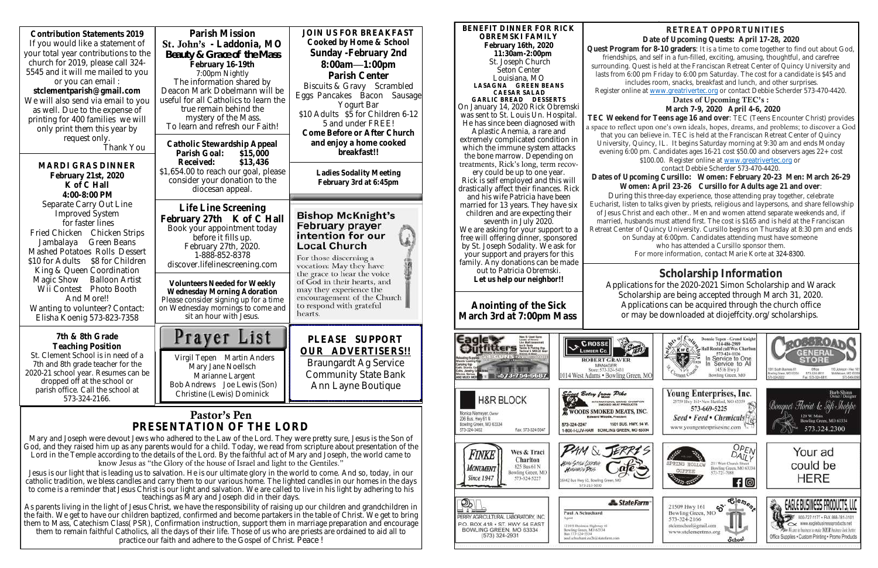## Contribution Statements 2019

If you would like a statement of your total year contributions to the church for 2019, please call 324-5545 and it will me mailed to you or you can email : **stclementparish@gmail.com** We will also send via email to you as well. Due to the expense of printing for 400 families we will only print them this year by request only.

Thank You

## MARDI GRAS DINNER

**February 21st, 2020**
**K of C Hall**
**4:00-8:00 PM**

Separate Carry Out Line
Improved System for faster lines
Fried Chicken Chicken Strips
Jambalaya Green Beans
Mashed Potatoes Rolls Dessert
$10 for Adults $8 for Children
King & Queen Coordination
Magic Show Balloon Artist
Wii Contest Photo Booth
And More!!
Wanting to volunteer? Contact: Elisha Koenig 573-823-7358

## 7th & 8th Grade Teaching Position

St. Clement School is in need of a 7th and 8th grade teacher for the 2020-21 school year. Resumes can be dropped off at the school or parish office. Call the school at 573-324-2166.

## Parish Mission

**St. John's - Laddonia, MO**
**Beauty & Grace of the Mass**
**February 16-19th**
7:00pm Nightly

The information shared by Deacon Mark Dobelmann will be useful for all Catholics to learn the true remain behind the mystery of the Mass. To learn and refresh our Faith!

## Catholic Stewardship Appeal

**Parish Goal: $15,000**
**Received: $13,436**

$1,654.00 to reach our goal, please consider your donation to the diocesan appeal.

## Life Line Screening

**February 27th K of C Hall**

Book your appointment today before it fills up.
February 27th, 2020.
1-888-852-8378
discover.lifelinescreening.com

## Volunteers Needed for Weekly Wednesday Morning Adoration

Please consider signing up for a time on Wednesday mornings to come and sit an hour with Jesus.

## Prayer List

Virgil Tepen Martin Anders
Mary Jane Noellsch
Marianne Largent
Bob Andrews Joe Lewis (Son)
Christine (Lewis) Dominick

## JOIN US FOR BREAKFAST

**Cooked by Home & School**
**Sunday -February 2nd**
**8:00am—1:00pm**
**Parish Center**

Biscuits & Gravy Scrambled Eggs Pancakes Bacon Sausage Yogurt Bar
$10 Adults $5 for Children 6-12
5 and under FREE!
**Come Before or After Church and enjoy a home cooked breakfast!!**

**Ladies Sodality Meeting**
**February 3rd at 6:45pm**

## Bishop McKnight's February prayer intention for our Local Church

For those discerning a vocation: May they have the grace to hear the voice of God in their hearts, and may they experience the encouragement of the Church to respond with grateful hearts.

## PLEASE SUPPORT OUR ADVERTISERS!!

Braungardt Ag Service
Community State Bank
Ann Layne Boutique

## Pastor's Pen
## PRESENTATION OF THE LORD

Mary and Joseph were devout Jews who adhered to the Law of the Lord. They were pretty sure, Jesus is the Son of God, and they raised him up as any parents would for a child. Today, we read from scripture about presentation of the Lord in the Temple according to the details of the Lord. By the faithful act of Mary and Joseph, the world came to know Jesus as "the Glory of the house of Israel and light to the Gentiles."

Jesus is our light that is leading us to salvation. He is our ultimate glory in the world to come. And so, today, in our catholic tradition, we bless candles and carry them to our various home. The lighted candles in our homes in the days to come is a reminder that Jesus Christ is our light and salvation. We are called to live in his light by adhering to his teachings as Mary and Joseph did in their days.

As parents living in the light of Jesus Christ, we have the responsibility of raising up our children and grandchildren in the faith. We get to have our children baptized, confirmed and become partakers in the table of Christ. We get to bring them to Mass, Catechism Class( PSR), Confirmation instruction, support them in marriage preparation and encourage them to remain faithful Catholics, all the days of their life. Those of us who are priests are ordained to aid all to practice our faith and adhere to the Gospel of Christ. Peace !

## BENEFIT DINNER FOR RICK OBREMSKI FAMILY

**February 16th, 2020**
**11:30am-2:00pm**
St. Joseph Church
Seton Center
Louisiana, MO
**LASAGNA GREEN BEANS**
**CAESAR SALAD**
**GARLIC BREAD DESSERTS**

On January 14, 2020 Rick Obremski was sent to St. Louis Un. Hospital. He has since been diagnosed with Aplastic Anemia, a rare and extremely complicated condition in which the immune system attacks the bone marrow. Depending on treatments, Rick's long, term recovery could be up to one year. Rick is self employed and this will drastically affect their finances. Rick and his wife Patricia have been married for 13 years. They have six children and are expecting their seventh in July 2020. We are asking for your support to a free will offering dinner, sponsored by St. Joseph Sodality. We ask for your support and prayers for this family. Any donations can be made out to Patricia Obremski.

**Let us help our neighbor!!**

## Anointing of the Sick
## March 3rd at 7:00pm Mass

## RETREAT OPPORTUNITIES

**Date of Upcoming Quests: April 17-28, 2020**

**Quest Program for 8-10 graders**: It is a time to come together to find out about God, friendships, and self in a fun-filled, exciting, amusing, thoughtful, and carefree surrounding. Quest is held at the Franciscan Retreat Center of Quincy University and lasts from 6:00 pm Friday to 6:00 pm Saturday. The cost for a candidate is $45 and includes room, snacks, breakfast and lunch, and other surprises. Register online at www.greatrivertec.org or contact Debbie Scherder 573-470-4420.

**Dates of Upcoming TEC's :**
**March 7-9, 2020 April 4-6, 2020**

**TEC Weekend for Teens age 16 and over**: TEC (Teens Encounter Christ) provides a space to reflect upon one's own ideals, hopes, dreams, and problems; to discover a God that you can believe in. TEC is held at the Franciscan Retreat Center of Quincy University, Quincy, IL. It begins Saturday morning at 9:30 am and ends Monday evening 6:00 pm. Candidates ages 16-21 cost $50.00 and observers ages 22+ cost $100.00. Register online at www.greatrivertec.org or contact Debbie Scherder 573-470-4420.

**Dates of Upcoming Cursillo: Women: February 20-23 Men: March 26-29**
**Women: April 23-26 Cursillo for Adults age 21 and over**:

During this three-day experience, those attending pray together, celebrate Eucharist, listen to talks given by priests, religious and laypersons, and share fellowship of Jesus Christ and each other.. Men and women attend separate weekends and, if married, husbands must attend first. The cost is $165 and is held at the Franciscan Retreat Center of Quincy University. Cursillo begins on Thursday at 8:30 pm and ends on Sunday at 6:00pm. Candidates attending must have someone who has attended a Cursillo sponsor them. For more information, contact Marie Korte at 324-8300.

## Scholarship Information

Applications for the 2020-2021 Simon Scholarship and Warack Scholarship are being accepted through March 31, 2020. Applications can be acquired through the church office or may be downloaded at diojeffcity.org/scholarships.

Eagle Outfitters — 573-754-6687

Crosse Lumber Co. — Robert Graver, Manager, Store: 573-324-5431, 1014 West Adams • Bowling Green, MO

Knights of Columbus — Donnie Tepen - Grand Knight, 314-486-2989, Hall Rental call Wes Charlton 573-424-1126, In Service to One, In Service to All, 14516 Hwy J, Bowling Green, MO

Crossroads General Store

H&R Block — Monica Niemeyer, Owner, 206 Bus. Hwy 61 N, Bowling Green, MO 63334, 573-324-3402, Fax: 573-324-5047

Sweet Betsy from Pike — Woods Smoked Meats, Inc., Edward Woods, President, 573-324-2247, 1501 Bus. Hwy. 54 W., 1-800-I-LUV-HAM, Bowling Green, MO 63334

Young Enterprises, Inc. — 25759 Hwy 161 • New Hartford, MO 63359, 573-669-5225, Seed • Feed • Chemicals, www.youngenterprisesinc.com

Bouquet Florist & Gift Shoppe — Barb Shinn, Owner / Designer, 120 W. Main, Bowling Green, MO 63334, 573.324.2300

Finke Monument, Since 1947 — Wes & Traci Charlton, 825 Bus 61 N, Bowling Green, MO, 573-324-5227

Pam & Jerri's Cafe — Home Style Cooking, Homemade Pies, 16142 Bus Hwy 61, Bowling Green, MO

Spring Hollow Coffee — Open Daily, 211 West Church Street, Bowling Green, MO 63334

Your ad could be HERE

Perry Agricultural Laboratory, Inc. — P.O. Box 418 • St. Hwy 54 East, Bowling Green, MO 63334, (573) 324-2931

State Farm — Paul A Schuchard, Agent

St. Clement School — 21509 Hwy 161, Bowling Green, MO, 573-324-2166, stclemschool@gmail.com, www.stclementmo.org

Eagle Business Products, LLC — 800-727-1177 • Fax 888-781-3101, www.eaglebusinessproducts.net, Office Supplies • Custom Printing • Promo Products